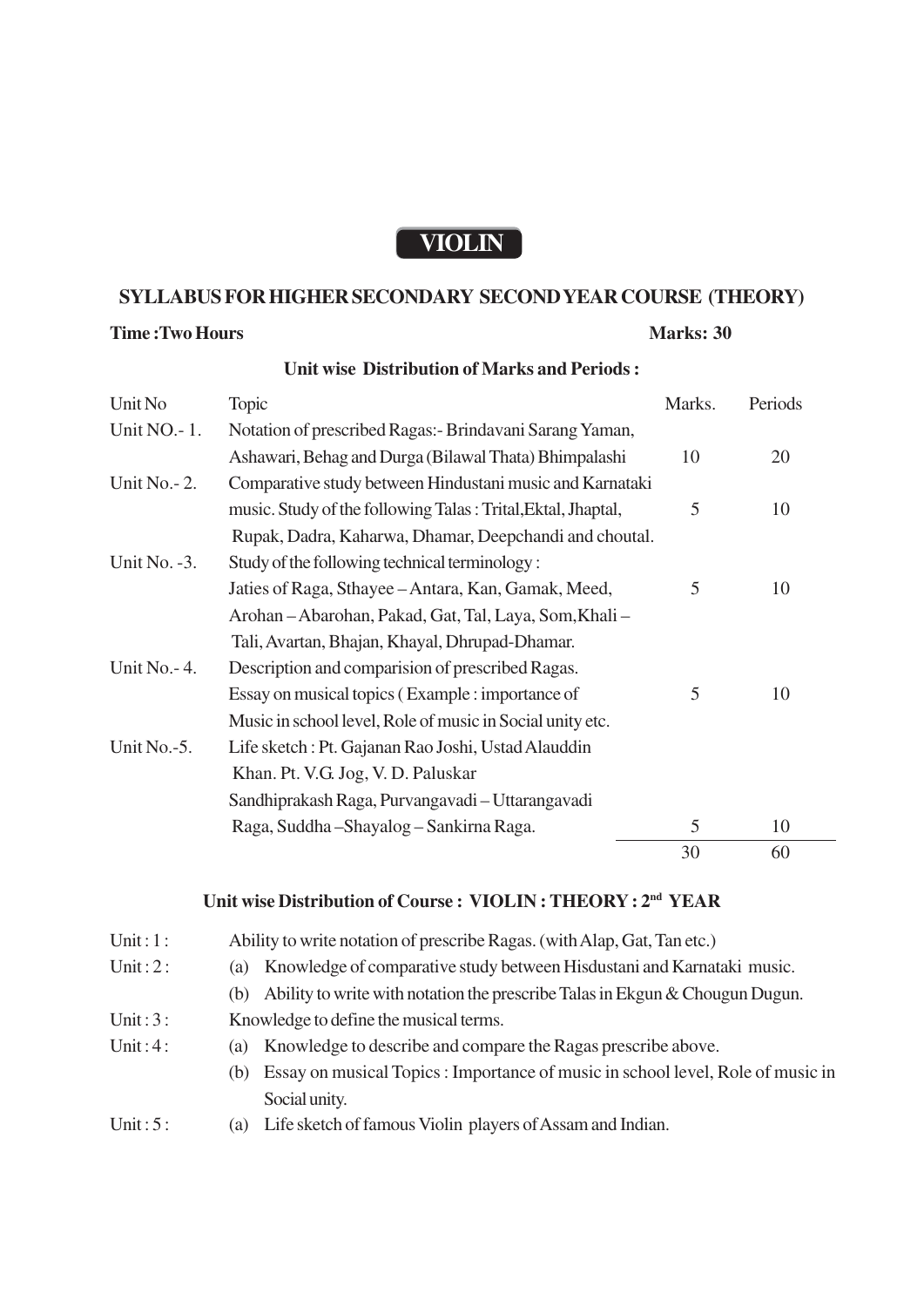# VIOLIN

## SYLLABUS FOR HIGHER SECONDARY SECOND YEAR COURSE (THEORY)

**Time : Two Hours** **Marks: 30**

### Unit wise Distribution of Marks and Periods :

| Unit No | Topic | Marks. | Periods |
|---|---|---|---|
| Unit NO.- 1. | Notation of prescribed Ragas:- Brindavani Sarang Yaman, Ashawari, Behag and Durga (Bilawal Thata) Bhimpalashi | 10 | 20 |
| Unit No.- 2. | Comparative study between Hindustani music and Karnataki music. Study of the following Talas : Trital,Ektal, Jhaptal, Rupak, Dadra, Kaharwa, Dhamar, Deepchandi and choutal. | 5 | 10 |
| Unit No. -3. | Study of the following technical terminology : Jaties of Raga, Sthayee – Antara, Kan, Gamak, Meed, Arohan – Abarohan, Pakad, Gat, Tal, Laya, Som,Khali – Tali, Avartan, Bhajan, Khayal, Dhrupad-Dhamar. | 5 | 10 |
| Unit No.- 4. | Description and comparision of prescribed Ragas. Essay on musical topics ( Example : importance of Music in school level, Role of music in Social unity etc. | 5 | 10 |
| Unit No.-5. | Life sketch : Pt. Gajanan Rao Joshi, Ustad Alauddin Khan. Pt. V.G. Jog, V. D. Paluskar Sandhiprakash Raga, Purvangavadi – Uttarangavadi Raga, Suddha –Shayalog – Sankirna Raga. | 5 | 10 |
| | | 30 | 60 |

### Unit wise Distribution of Course : VIOLIN : THEORY : 2nd YEAR

Unit : 1 : Ability to write notation of prescribe Ragas. (with Alap, Gat, Tan etc.)

Unit : 2 :
(a) Knowledge of comparative study between Hisdustani and Karnataki music.
(b) Ability to write with notation the prescribe Talas in Ekgun & Chougun Dugun.

Unit : 3 : Knowledge to define the musical terms.

Unit : 4 :
(a) Knowledge to describe and compare the Ragas prescribe above.
(b) Essay on musical Topics : Importance of music in school level, Role of music in Social unity.

Unit : 5 :
(a) Life sketch of famous Violin players of Assam and Indian.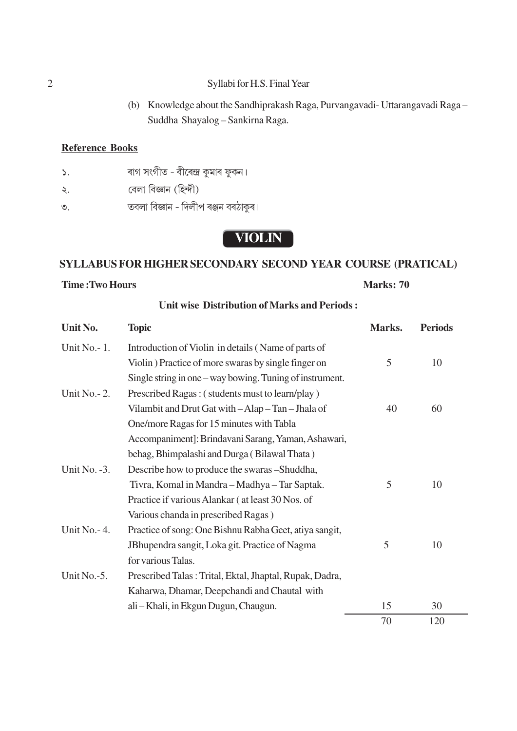(b) Knowledge about the Sandhiprakash Raga, Purvangavadi- Uttarangavadi Raga – Suddha Shayalog – Sankirna Raga.

**Reference Books**

১. ৰাগ সংগীত - বীৰেন্দ্ৰ কুমাৰ ফুকন।

২. বেলা বিজ্ঞান (হিন্দী)

৩. তবলা বিজ্ঞান - দিলীপ ৰঞ্জন বৰঠাকুৰ।

# VIOLIN

## SYLLABUS FOR HIGHER SECONDARY SECOND YEAR COURSE (PRATICAL)

**Time :Two Hours** **Marks: 70**

**Unit wise Distribution of Marks and Periods :**

| Unit No. | Topic | Marks. | Periods |
|---|---|---|---|
| Unit No.- 1. | Introduction of Violin in details ( Name of parts of Violin ) Practice of more swaras by single finger on Single string in one – way bowing. Tuning of instrument. | 5 | 10 |
| Unit No.- 2. | Prescribed Ragas : ( students must to learn/play ) Vilambit and Drut Gat with – Alap – Tan – Jhala of One/more Ragas for 15 minutes with Tabla Accompaniment]: Brindavani Sarang, Yaman, Ashawari, behag, Bhimpalashi and Durga ( Bilawal Thata ) | 40 | 60 |
| Unit No. -3. | Describe how to produce the swaras –Shuddha, Tivra, Komal in Mandra – Madhya – Tar Saptak. Practice if various Alankar ( at least 30 Nos. of Various chanda in prescribed Ragas ) | 5 | 10 |
| Unit No.- 4. | Practice of song: One Bishnu Rabha Geet, atiya sangit, JBhupendra sangit, Loka git. Practice of Nagma for various Talas. | 5 | 10 |
| Unit No.-5. | Prescribed Talas : Trital, Ektal, Jhaptal, Rupak, Dadra, Kaharwa, Dhamar, Deepchandi and Chautal with ali – Khali, in Ekgun Dugun, Chaugun. | 15 | 30 |
| | | 70 | 120 |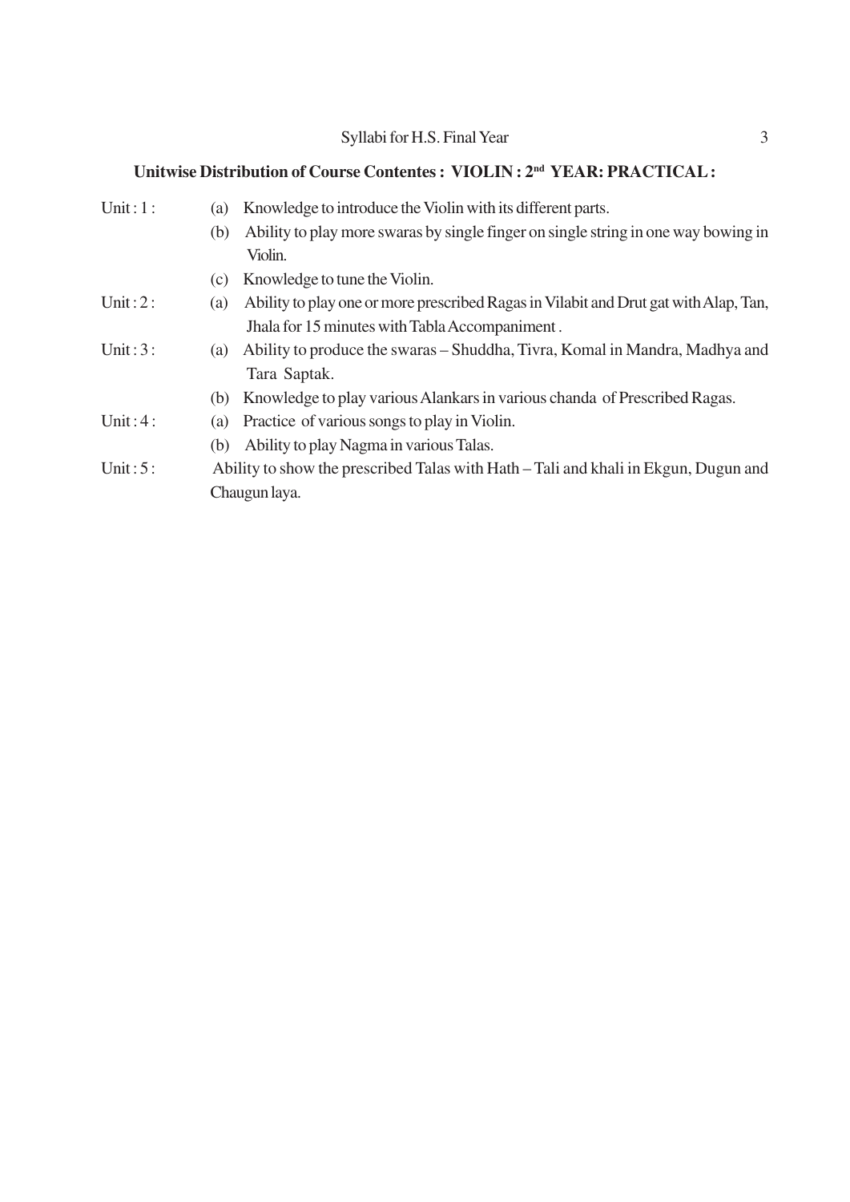## Unitwise Distribution of Course Contentes : VIOLIN : 2nd YEAR: PRACTICAL :

Unit : 1 :

(a) Knowledge to introduce the Violin with its different parts.

(b) Ability to play more swaras by single finger on single string in one way bowing in Violin.

(c) Knowledge to tune the Violin.

Unit : 2 :

(a) Ability to play one or more prescribed Ragas in Vilabit and Drut gat with Alap, Tan, Jhala for 15 minutes with Tabla Accompaniment .

Unit : 3 :

(a) Ability to produce the swaras – Shuddha, Tivra, Komal in Mandra, Madhya and Tara Saptak.

(b) Knowledge to play various Alankars in various chanda of Prescribed Ragas.

Unit : 4 :

(a) Practice of various songs to play in Violin.

(b) Ability to play Nagma in various Talas.

Unit : 5 :

Ability to show the prescribed Talas with Hath – Tali and khali in Ekgun, Dugun and Chaugun laya.